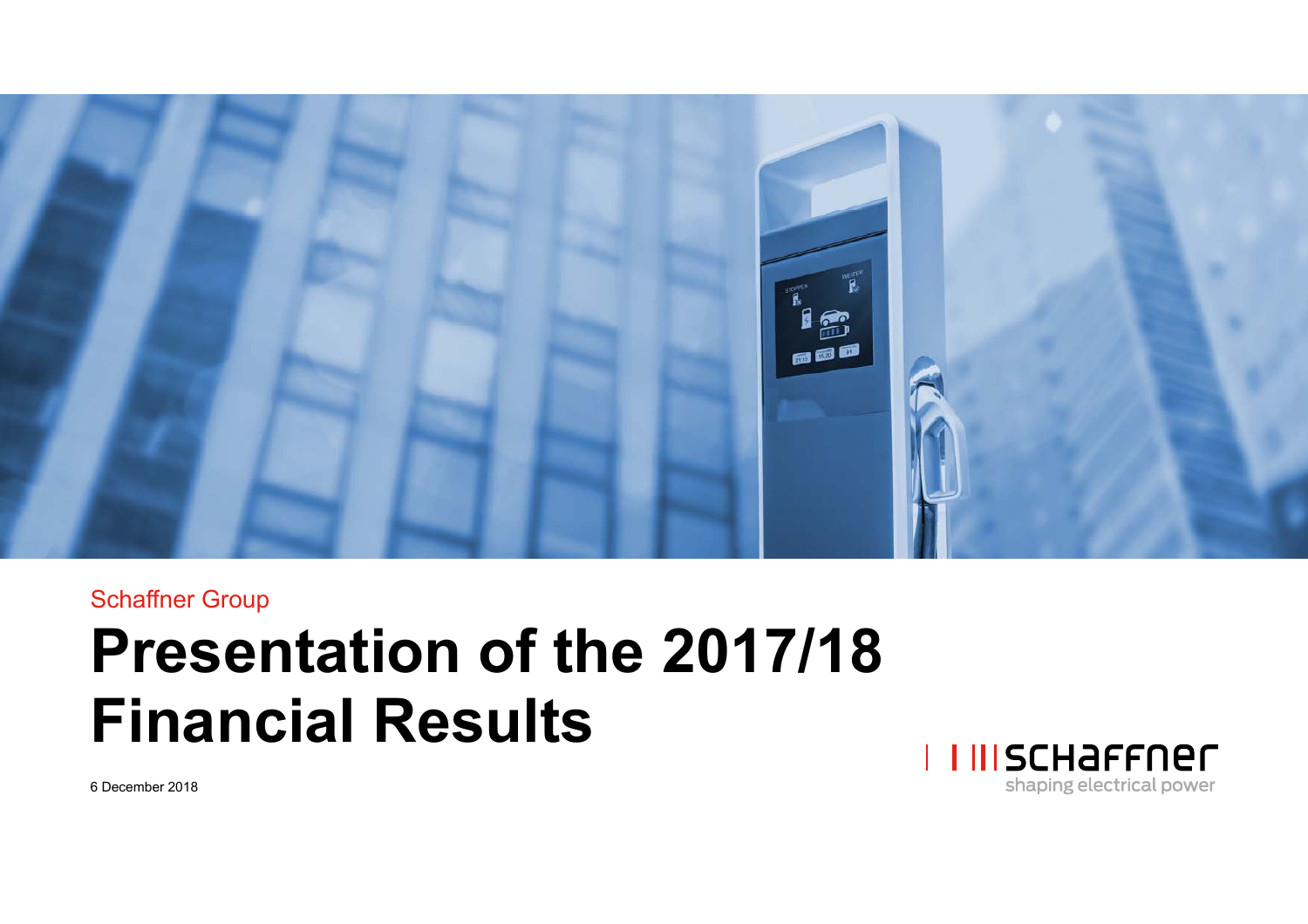Schaffner Group

# Presentation of the 2017/18 Financial Results

6 December 2018

schaffner
shaping electrical power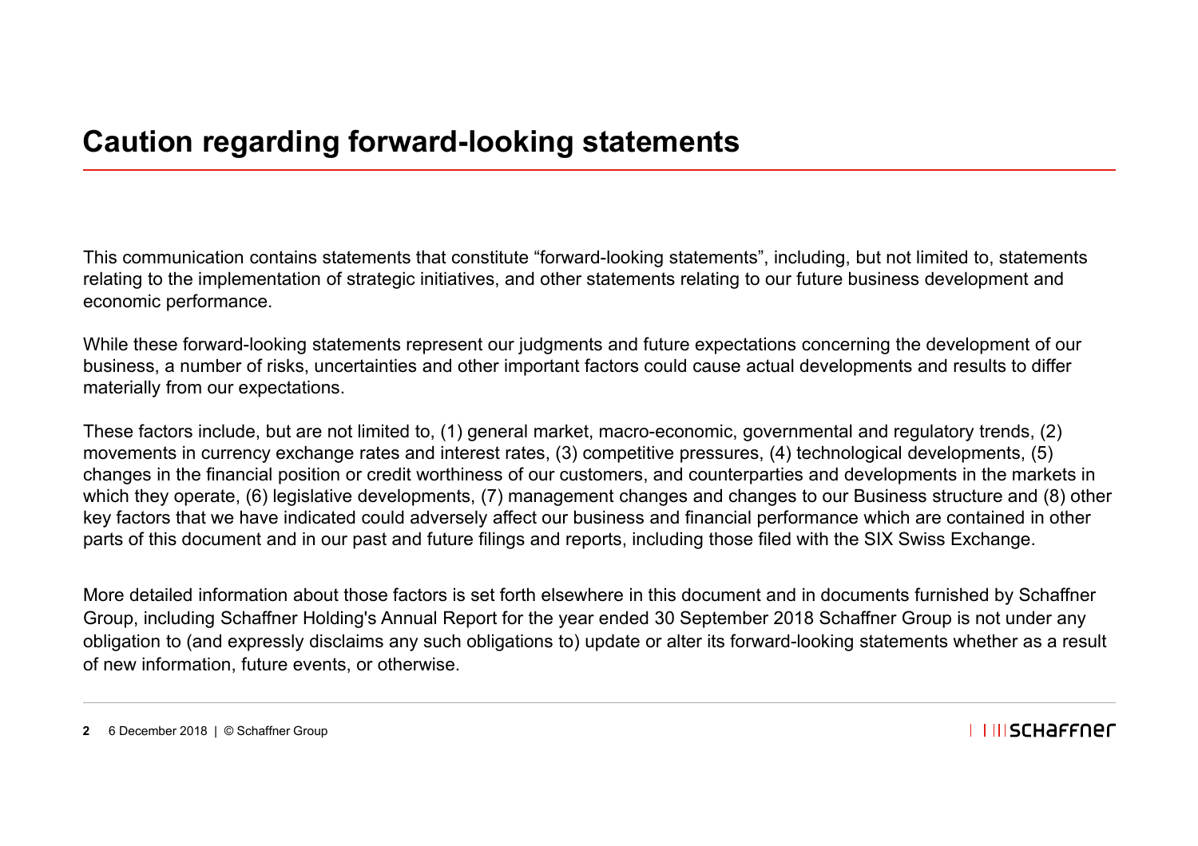# Caution regarding forward-looking statements

This communication contains statements that constitute "forward-looking statements", including, but not limited to, statements relating to the implementation of strategic initiatives, and other statements relating to our future business development and economic performance.

While these forward-looking statements represent our judgments and future expectations concerning the development of our business, a number of risks, uncertainties and other important factors could cause actual developments and results to differ materially from our expectations.

These factors include, but are not limited to, (1) general market, macro-economic, governmental and regulatory trends, (2) movements in currency exchange rates and interest rates, (3) competitive pressures, (4) technological developments, (5) changes in the financial position or credit worthiness of our customers, and counterparties and developments in the markets in which they operate, (6) legislative developments, (7) management changes and changes to our Business structure and (8) other key factors that we have indicated could adversely affect our business and financial performance which are contained in other parts of this document and in our past and future filings and reports, including those filed with the SIX Swiss Exchange.

More detailed information about those factors is set forth elsewhere in this document and in documents furnished by Schaffner Group, including Schaffner Holding's Annual Report for the year ended 30 September 2018 Schaffner Group is not under any obligation to (and expressly disclaims any such obligations to) update or alter its forward-looking statements whether as a result of new information, future events, or otherwise.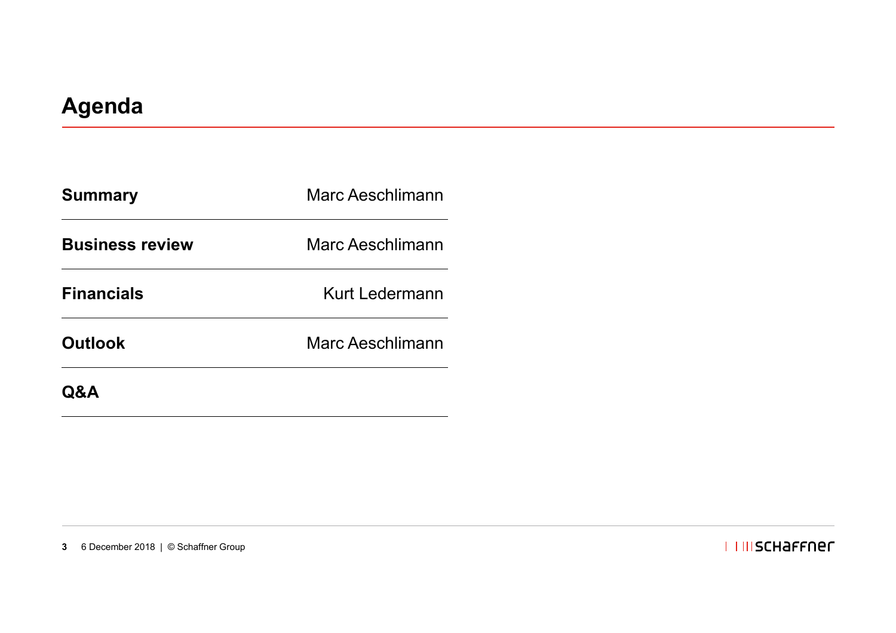# Agenda

| | |
|---|---|
| **Summary** | Marc Aeschlimann |
| **Business review** | Marc Aeschlimann |
| **Financials** | Kurt Ledermann |
| **Outlook** | Marc Aeschlimann |
| **Q&A** | |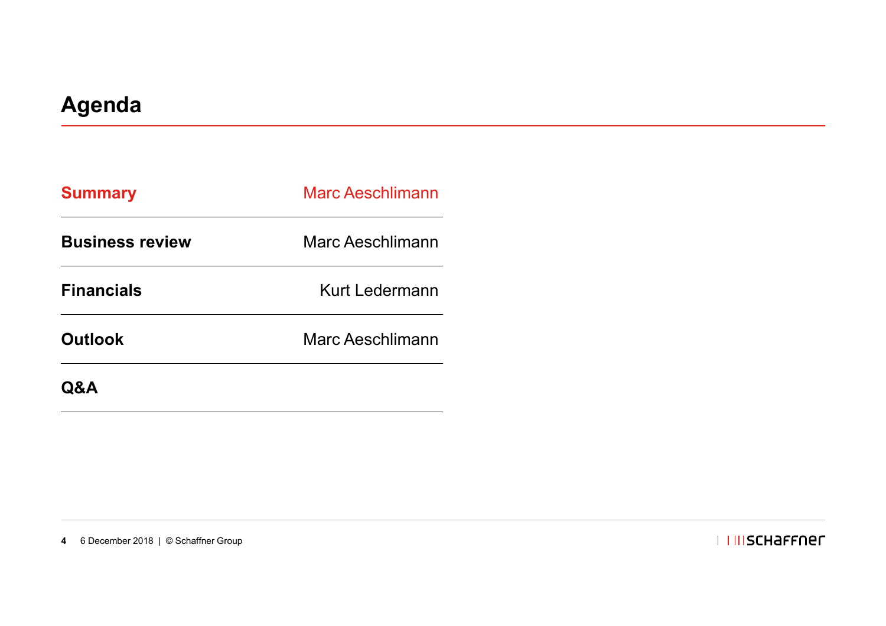# Agenda

| | |
|---|---|
| **Summary** | Marc Aeschlimann |
| **Business review** | Marc Aeschlimann |
| **Financials** | Kurt Ledermann |
| **Outlook** | Marc Aeschlimann |
| **Q&A** | |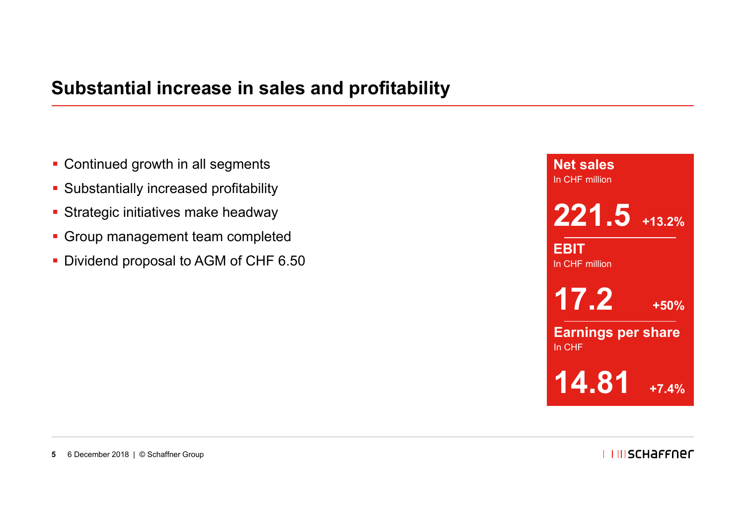# Substantial increase in sales and profitability

- Continued growth in all segments
- Substantially increased profitability
- Strategic initiatives make headway
- Group management team completed
- Dividend proposal to AGM of CHF 6.50

**Net sales**
In CHF million

**221.5** **+13.2%**

**EBIT**
In CHF million

**17.2** **+50%**

**Earnings per share**
In CHF

**14.81** **+7.4%**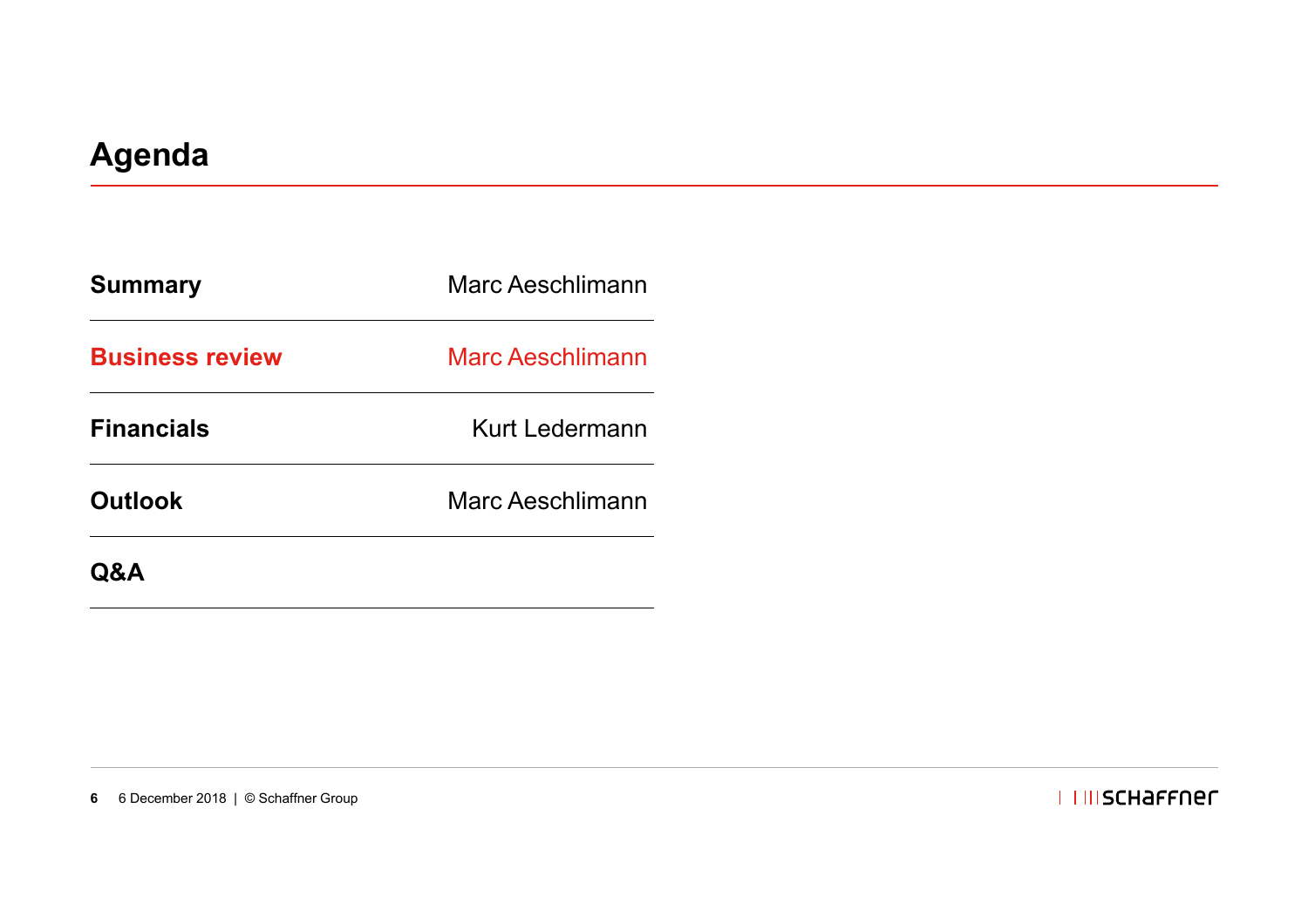# Agenda

| | |
|---|---|
| **Summary** | Marc Aeschlimann |
| **Business review** | Marc Aeschlimann |
| **Financials** | Kurt Ledermann |
| **Outlook** | Marc Aeschlimann |
| **Q&A** | |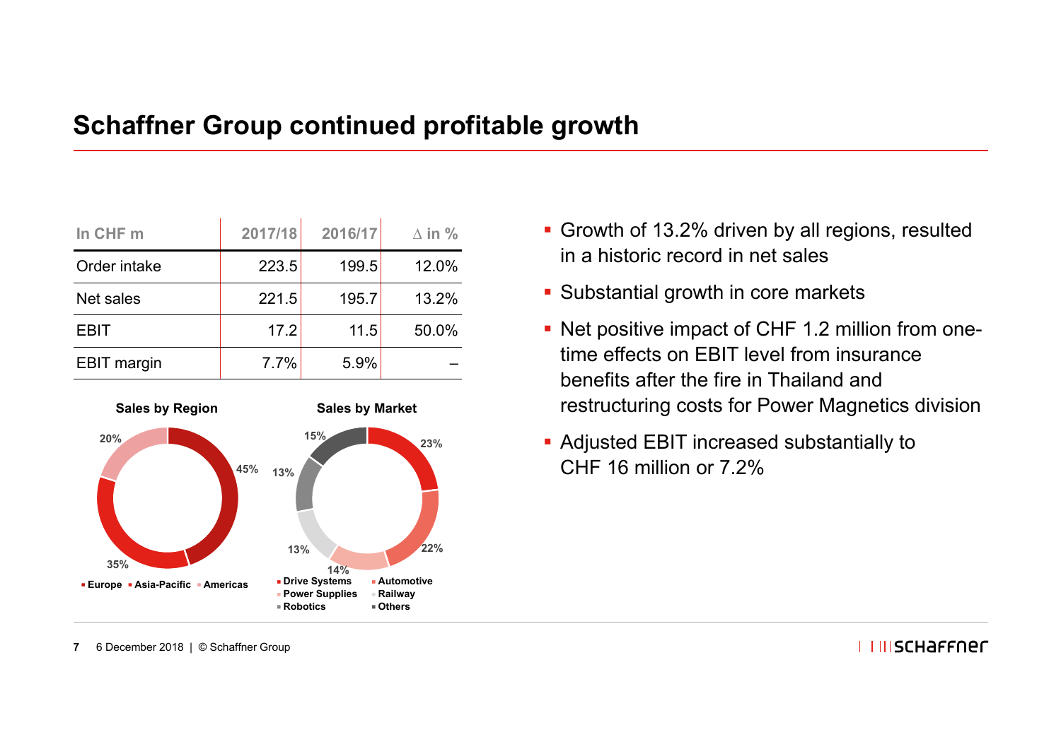# Schaffner Group continued profitable growth

| In CHF m | 2017/18 | 2016/17 | ∆ in % |
|---|---|---|---|
| Order intake | 223.5 | 199.5 | 12.0% |
| Net sales | 221.5 | 195.7 | 13.2% |
| EBIT | 17.2 | 11.5 | 50.0% |
| EBIT margin | 7.7% | 5.9% | – |

**Sales by Region**

- Europe 45%
- Asia-Pacific 35%
- Americas 20%

**Sales by Market**

- Drive Systems 23%
- Automotive 22%
- Power Supplies 14%
- Railway 13%
- Robotics 13%
- Others 15%

- Growth of 13.2% driven by all regions, resulted in a historic record in net sales
- Substantial growth in core markets
- Net positive impact of CHF 1.2 million from one-time effects on EBIT level from insurance benefits after the fire in Thailand and restructuring costs for Power Magnetics division
- Adjusted EBIT increased substantially to CHF 16 million or 7.2%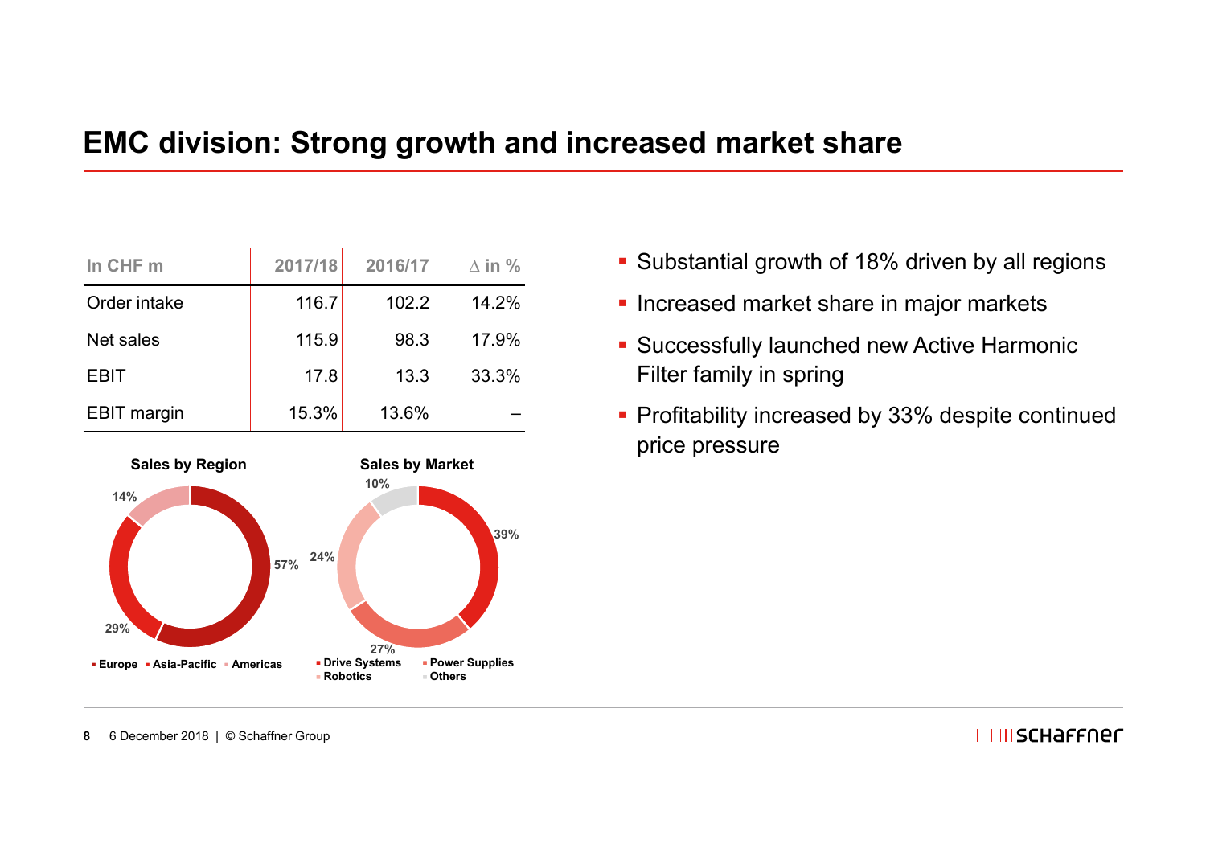# EMC division: Strong growth and increased market share

| In CHF m | 2017/18 | 2016/17 | ∆ in % |
|---|---|---|---|
| Order intake | 116.7 | 102.2 | 14.2% |
| Net sales | 115.9 | 98.3 | 17.9% |
| EBIT | 17.8 | 13.3 | 33.3% |
| EBIT margin | 15.3% | 13.6% | – |

**Sales by Region**

- Europe: 57%
- Asia-Pacific: 29%
- Americas: 14%

**Sales by Market**

- Drive Systems: 39%
- Power Supplies: 27%
- Robotics: 24%
- Others: 10%

- Substantial growth of 18% driven by all regions
- Increased market share in major markets
- Successfully launched new Active Harmonic Filter family in spring
- Profitability increased by 33% despite continued price pressure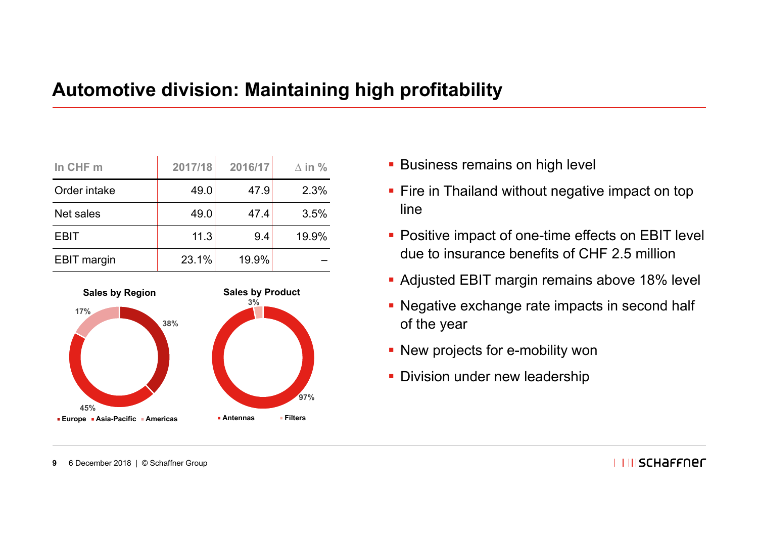# Automotive division: Maintaining high profitability

| In CHF m | 2017/18 | 2016/17 | ∆ in % |
|---|---|---|---|
| Order intake | 49.0 | 47.9 | 2.3% |
| Net sales | 49.0 | 47.4 | 3.5% |
| EBIT | 11.3 | 9.4 | 19.9% |
| EBIT margin | 23.1% | 19.9% | – |

**Sales by Region**

- Europe: 38%
- Asia-Pacific: 45%
- Americas: 17%

**Sales by Product**

- Antennas: 97%
- Filters: 3%

- Business remains on high level
- Fire in Thailand without negative impact on top line
- Positive impact of one-time effects on EBIT level due to insurance benefits of CHF 2.5 million
- Adjusted EBIT margin remains above 18% level
- Negative exchange rate impacts in second half of the year
- New projects for e-mobility won
- Division under new leadership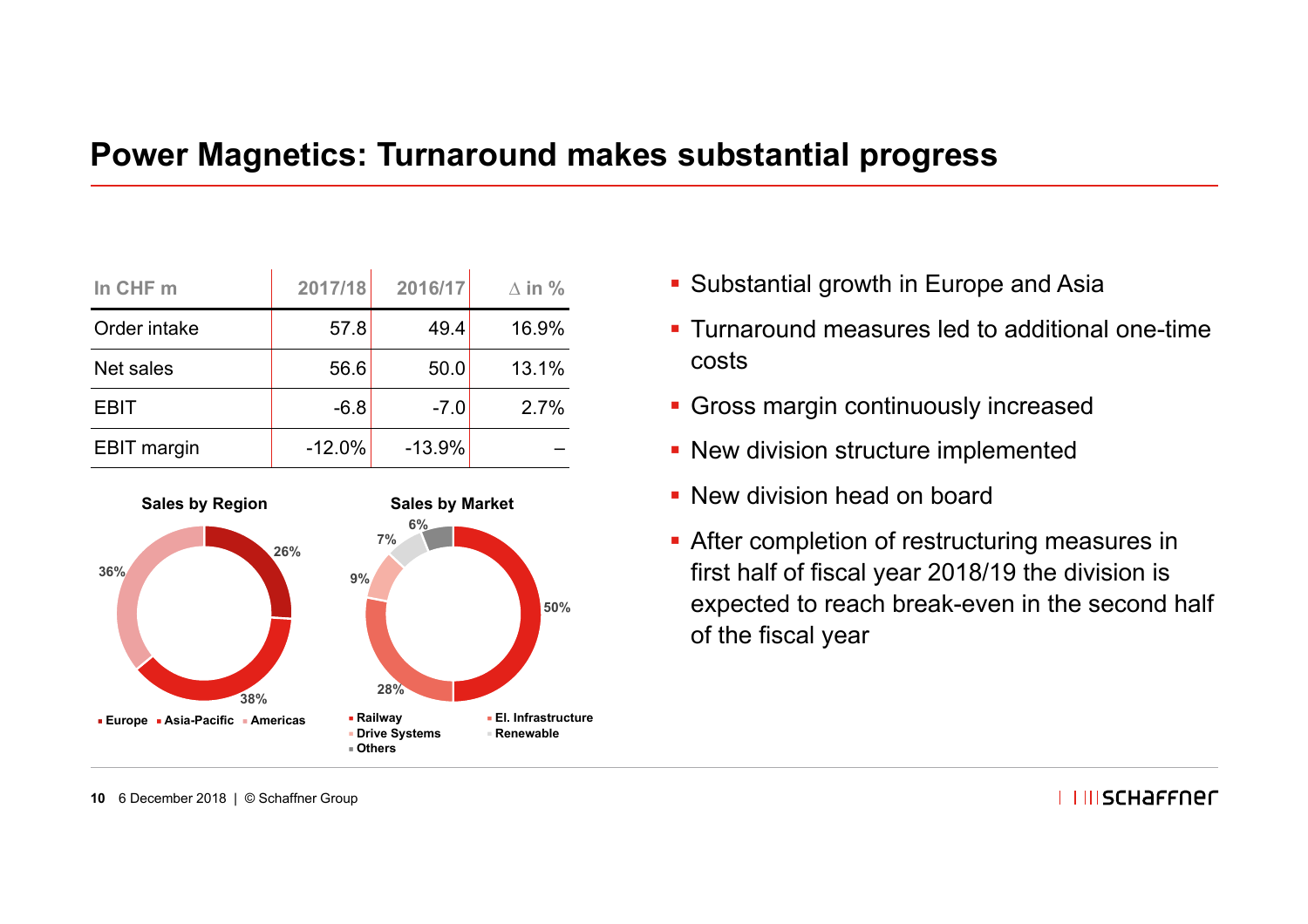# Power Magnetics: Turnaround makes substantial progress

| In CHF m | 2017/18 | 2016/17 | ∆ in % |
|---|---|---|---|
| Order intake | 57.8 | 49.4 | 16.9% |
| Net sales | 56.6 | 50.0 | 13.1% |
| EBIT | -6.8 | -7.0 | 2.7% |
| EBIT margin | -12.0% | -13.9% | – |

**Sales by Region**

- Europe 26%
- Asia-Pacific 38%
- Americas 36%

**Sales by Market**

- Railway 50%
- El. Infrastructure 28%
- Drive Systems 9%
- Renewable 7%
- Others 6%

- Substantial growth in Europe and Asia
- Turnaround measures led to additional one-time costs
- Gross margin continuously increased
- New division structure implemented
- New division head on board
- After completion of restructuring measures in first half of fiscal year 2018/19 the division is expected to reach break-even in the second half of the fiscal year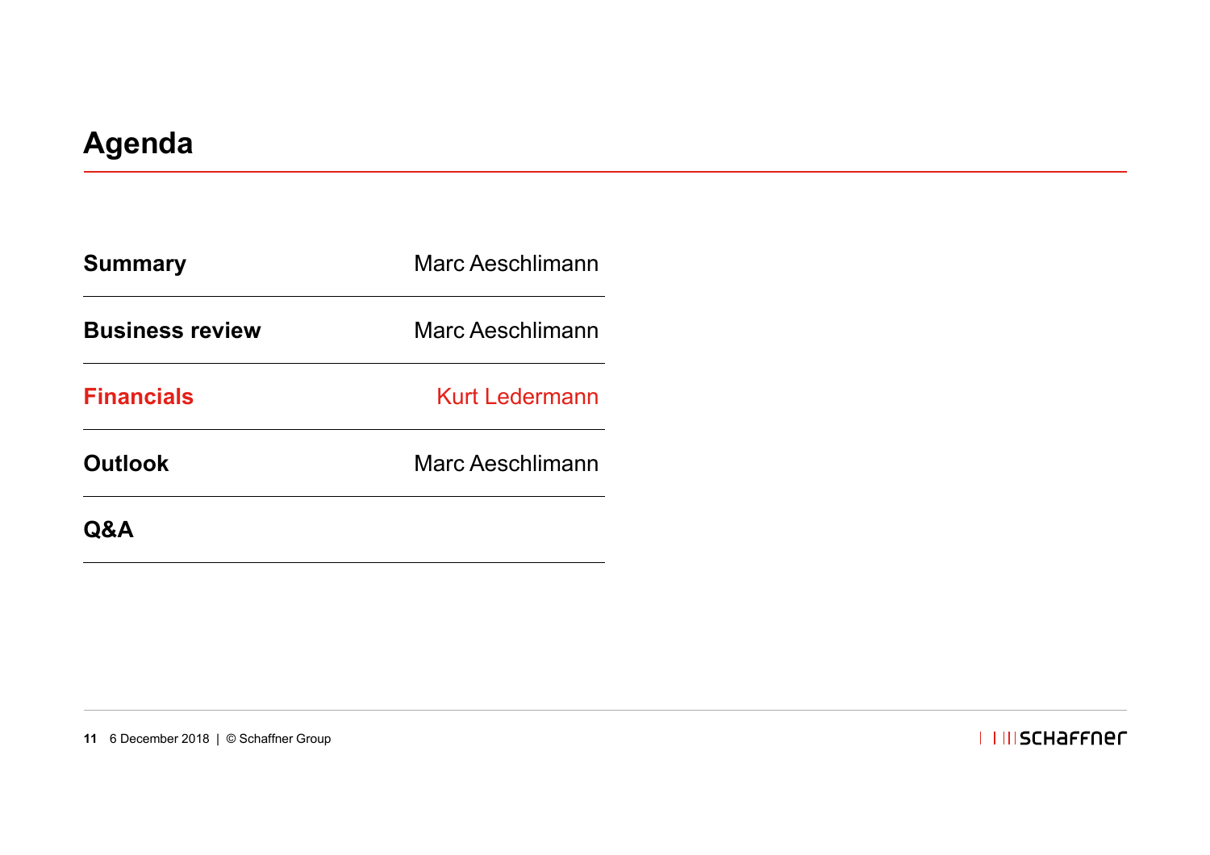# Agenda

| | |
|---|---|
| **Summary** | Marc Aeschlimann |
| **Business review** | Marc Aeschlimann |
| **Financials** | Kurt Ledermann |
| **Outlook** | Marc Aeschlimann |
| **Q&A** | |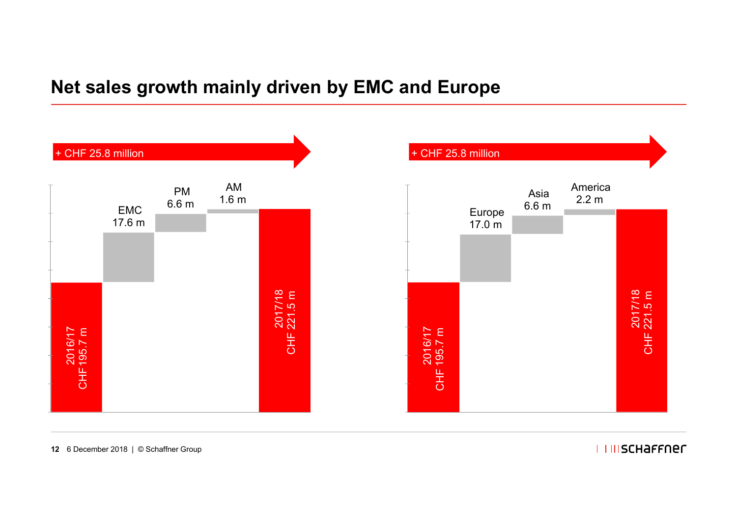# Net sales growth mainly driven by EMC and Europe

+ CHF 25.8 million

2016/17 CHF 195.7 m

EMC 17.6 m

PM 6.6 m

AM 1.6 m

2017/18 CHF 221.5 m

+ CHF 25.8 million

2016/17 CHF 195.7 m

Europe 17.0 m

Asia 6.6 m

America 2.2 m

2017/18 CHF 221.5 m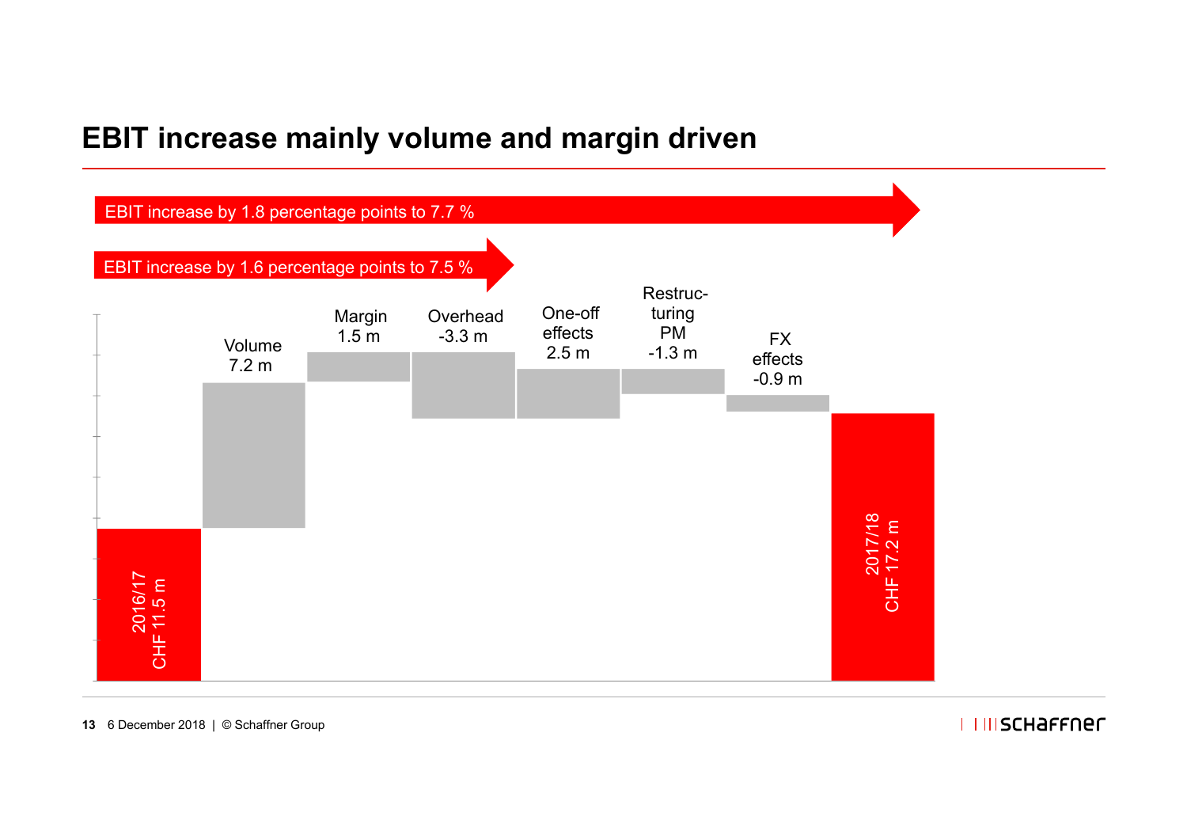# EBIT increase mainly volume and margin driven

EBIT increase by 1.8 percentage points to 7.7 %

EBIT increase by 1.6 percentage points to 7.5 %

| Item | Value |
|---|---|
| 2016/17 | CHF 11.5 m |
| Volume | 7.2 m |
| Margin | 1.5 m |
| Overhead | -3.3 m |
| One-off effects | 2.5 m |
| Restructuring PM | -1.3 m |
| FX effects | -0.9 m |
| 2017/18 | CHF 17.2 m |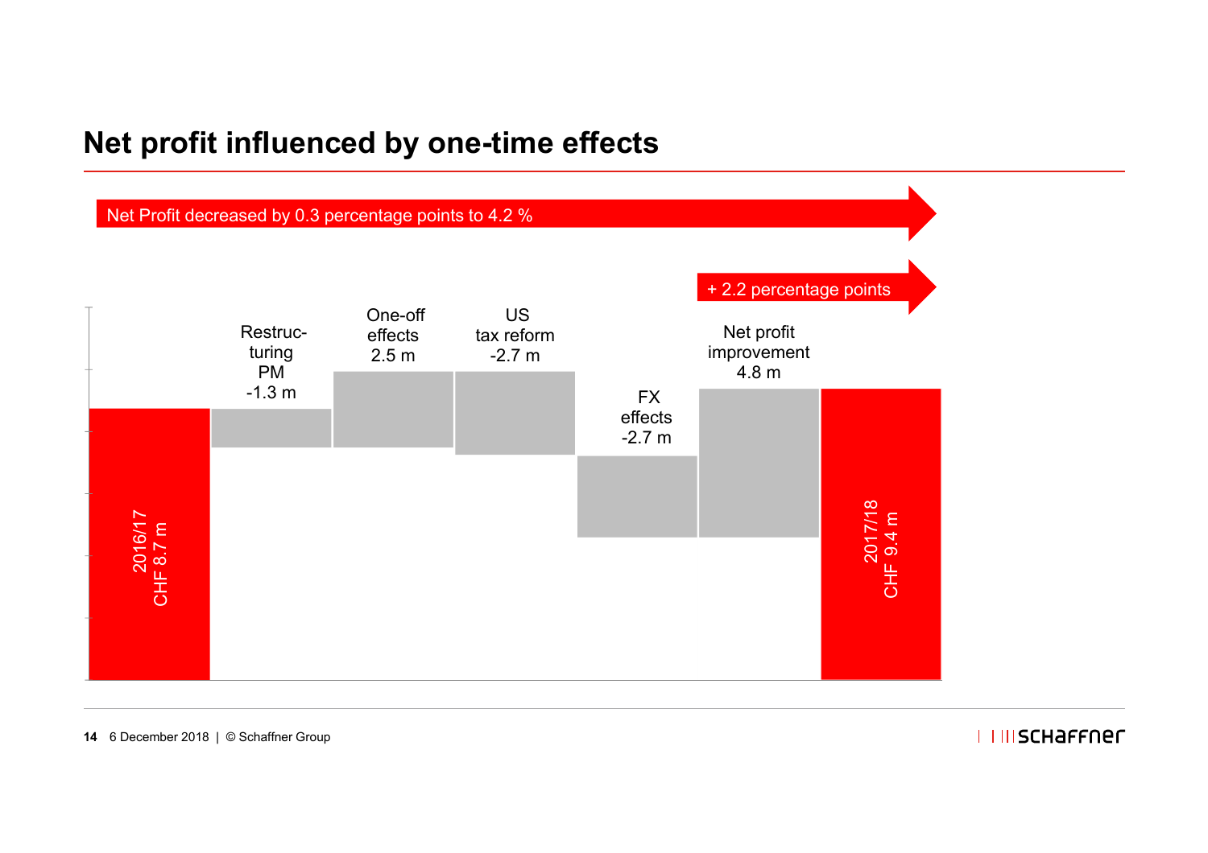# Net profit influenced by one-time effects

Net Profit decreased by 0.3 percentage points to 4.2 %

+ 2.2 percentage points

- 2016/17 CHF 8.7 m
- Restructuring PM -1.3 m
- One-off effects 2.5 m
- US tax reform -2.7 m
- FX effects -2.7 m
- Net profit improvement 4.8 m
- 2017/18 CHF 9.4 m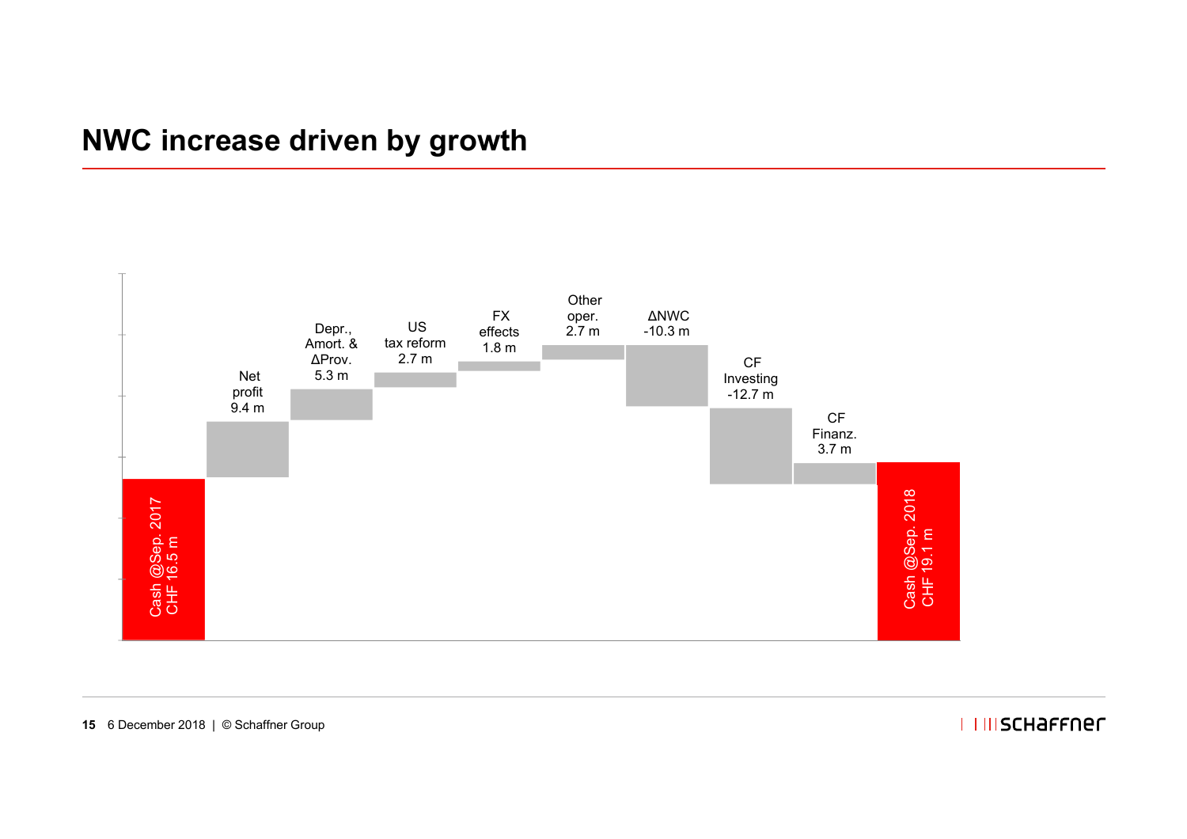# NWC increase driven by growth

| Item | Value |
|---|---|
| Cash @Sep. 2017 | CHF 16.5 m |
| Net profit | 9.4 m |
| Depr., Amort. & ΔProv. | 5.3 m |
| US tax reform | 2.7 m |
| FX effects | 1.8 m |
| Other oper. | 2.7 m |
| ΔNWC | -10.3 m |
| CF Investing | -12.7 m |
| CF Finanz. | 3.7 m |
| Cash @Sep. 2018 | CHF 19.1 m |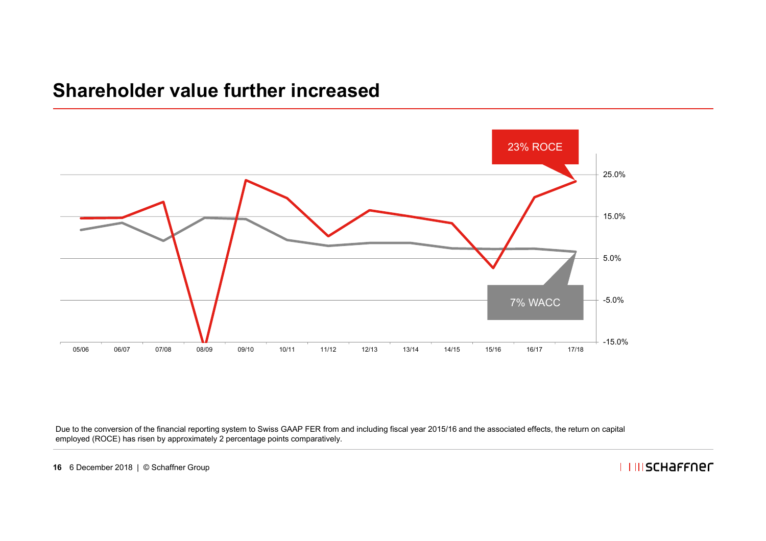# Shareholder value further increased

23% ROCE

7% WACC

25.0%
15.0%
5.0%
-5.0%
-15.0%

05/06 06/07 07/08 08/09 09/10 10/11 11/12 12/13 13/14 14/15 15/16 16/17 17/18

Due to the conversion of the financial reporting system to Swiss GAAP FER from and including fiscal year 2015/16 and the associated effects, the return on capital employed (ROCE) has risen by approximately 2 percentage points comparatively.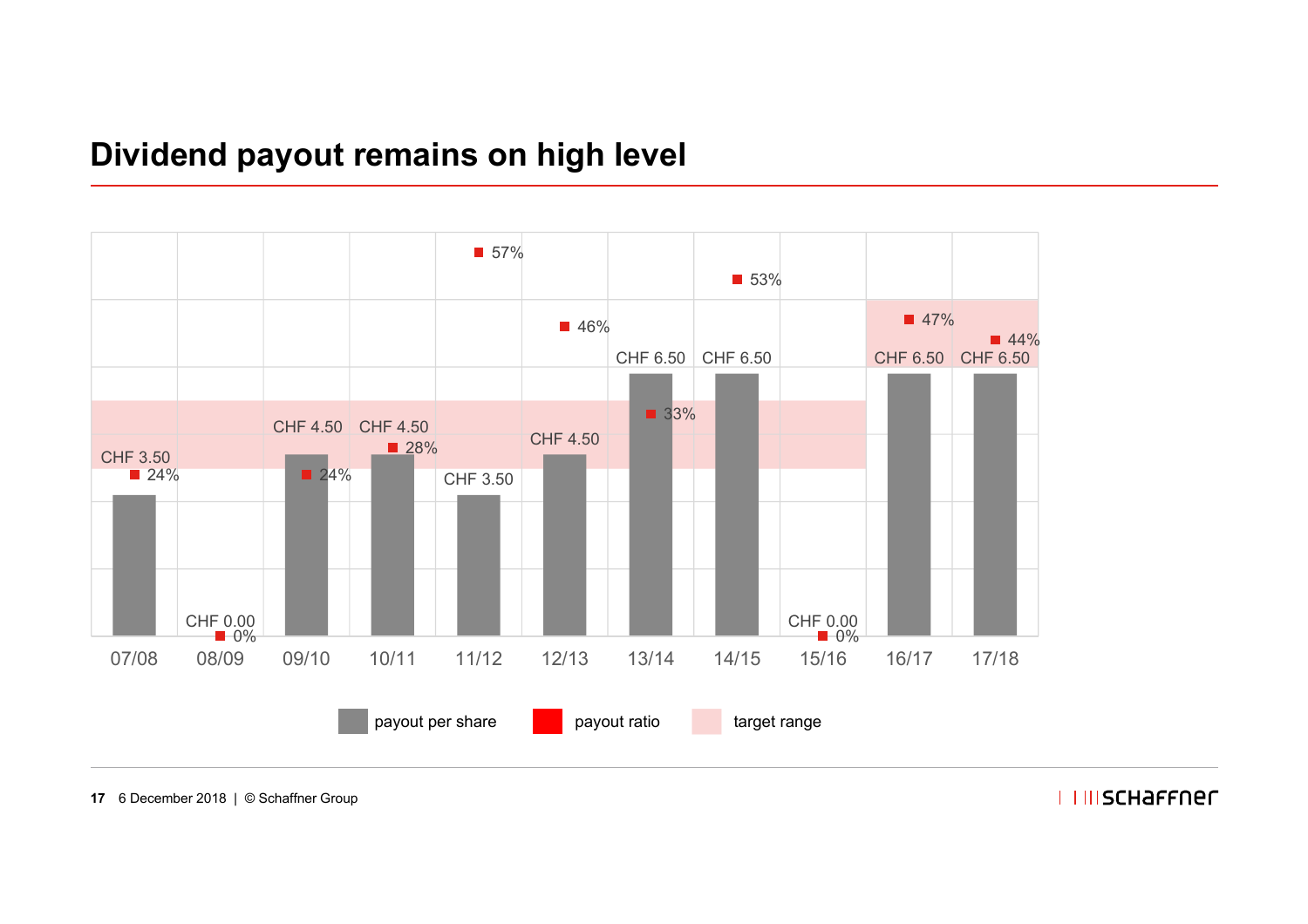# Dividend payout remains on high level

| | 07/08 | 08/09 | 09/10 | 10/11 | 11/12 | 12/13 | 13/14 | 14/15 | 15/16 | 16/17 | 17/18 |
|---|---|---|---|---|---|---|---|---|---|---|---|
| payout per share | CHF 3.50 | CHF 0.00 | CHF 4.50 | CHF 4.50 | CHF 3.50 | CHF 4.50 | CHF 6.50 | CHF 6.50 | CHF 0.00 | CHF 6.50 | CHF 6.50 |
| payout ratio | 24% | 0% | 24% | 28% | 57% | 46% | 33% | 53% | 0% | 47% | 44% |

payout per share | payout ratio | target range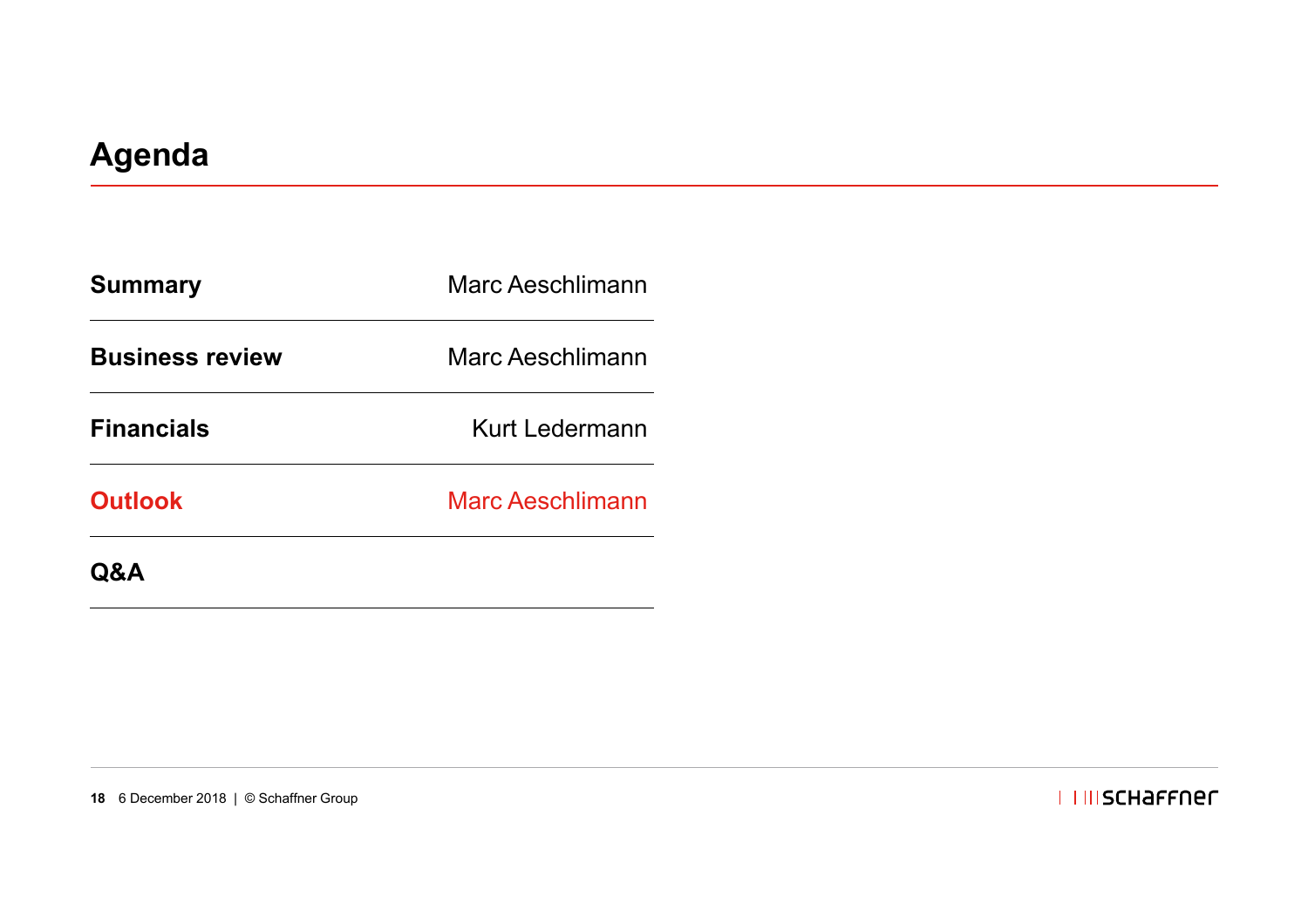# Agenda

| | |
|---|---|
| **Summary** | Marc Aeschlimann |
| **Business review** | Marc Aeschlimann |
| **Financials** | Kurt Ledermann |
| **Outlook** | Marc Aeschlimann |
| **Q&A** | |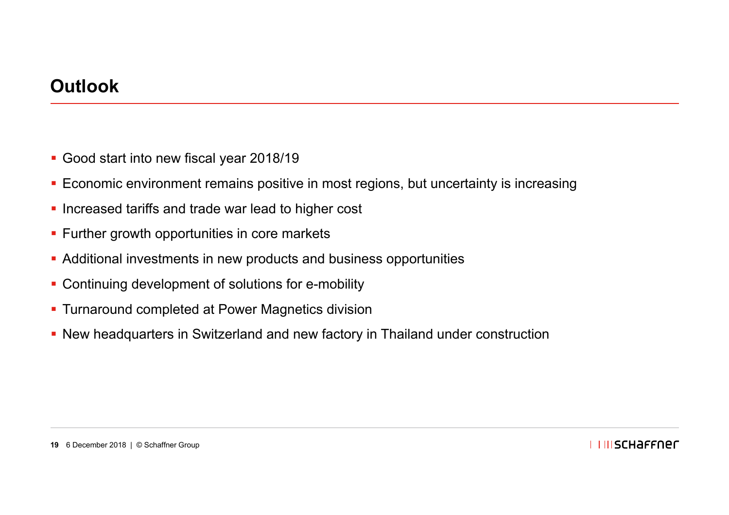# Outlook

- Good start into new fiscal year 2018/19
- Economic environment remains positive in most regions, but uncertainty is increasing
- Increased tariffs and trade war lead to higher cost
- Further growth opportunities in core markets
- Additional investments in new products and business opportunities
- Continuing development of solutions for e-mobility
- Turnaround completed at Power Magnetics division
- New headquarters in Switzerland and new factory in Thailand under construction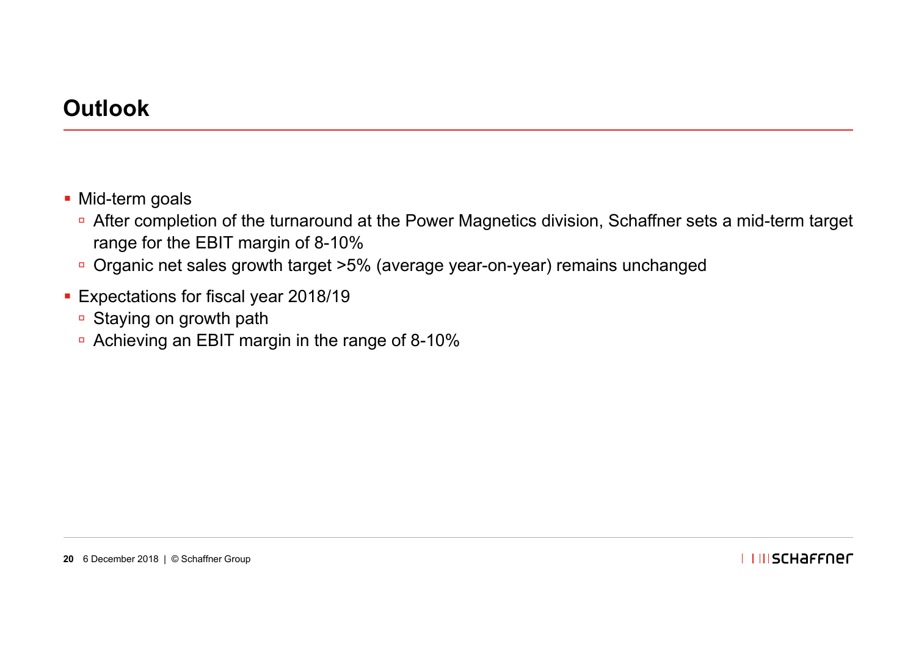# Outlook

- Mid-term goals
  - After completion of the turnaround at the Power Magnetics division, Schaffner sets a mid-term target range for the EBIT margin of 8-10%
  - Organic net sales growth target >5% (average year-on-year) remains unchanged
- Expectations for fiscal year 2018/19
  - Staying on growth path
  - Achieving an EBIT margin in the range of 8-10%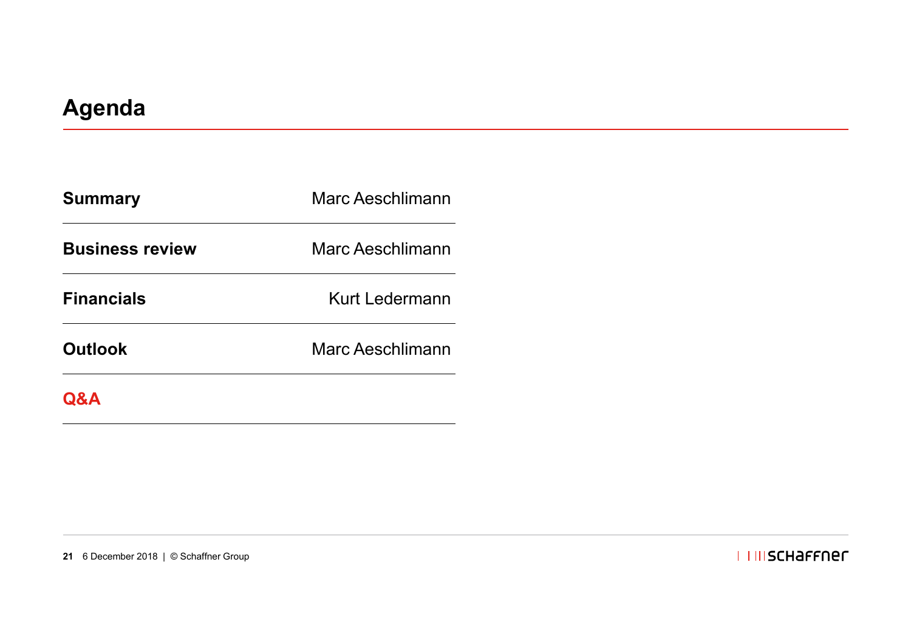# Agenda

| | |
|---|---|
| **Summary** | Marc Aeschlimann |
| **Business review** | Marc Aeschlimann |
| **Financials** | Kurt Ledermann |
| **Outlook** | Marc Aeschlimann |
| **Q&A** | |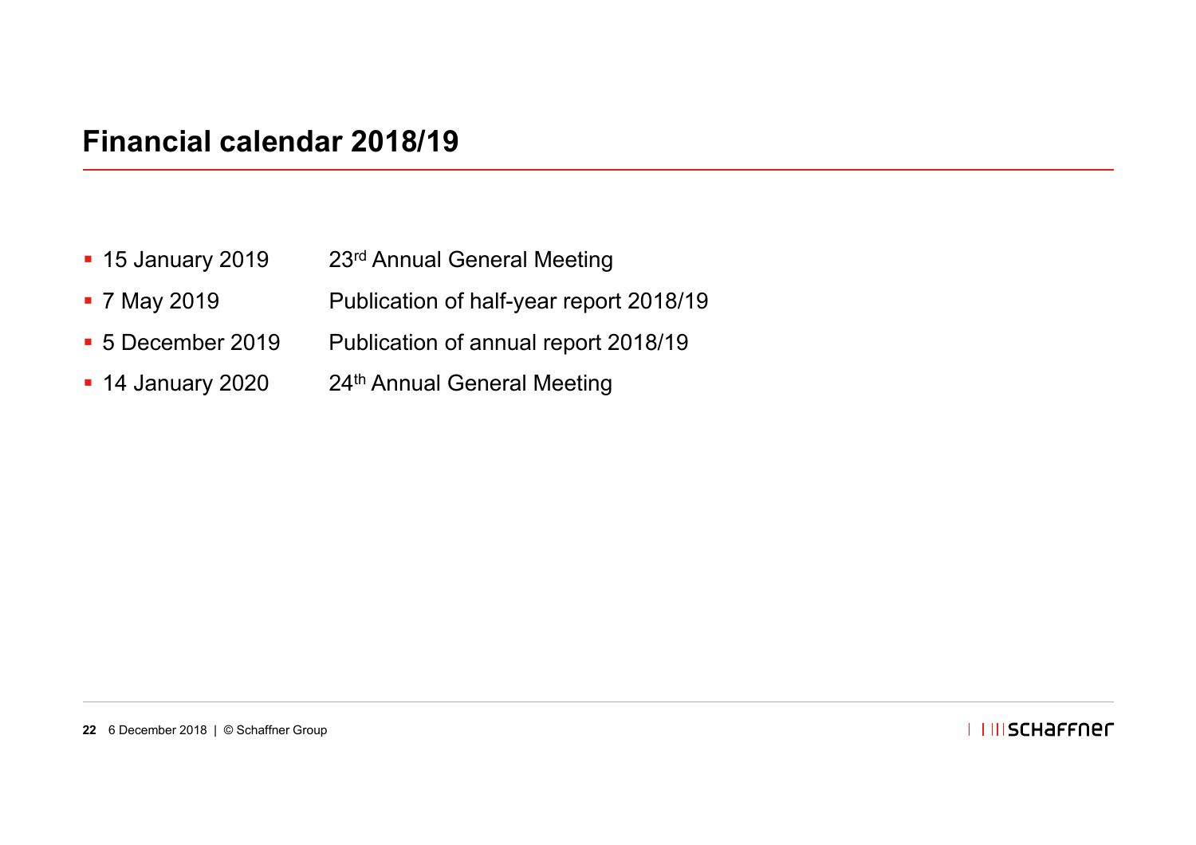## Financial calendar 2018/19

- 15 January 2019 23rd Annual General Meeting
- 7 May 2019 Publication of half-year report 2018/19
- 5 December 2019 Publication of annual report 2018/19
- 14 January 2020 24th Annual General Meeting